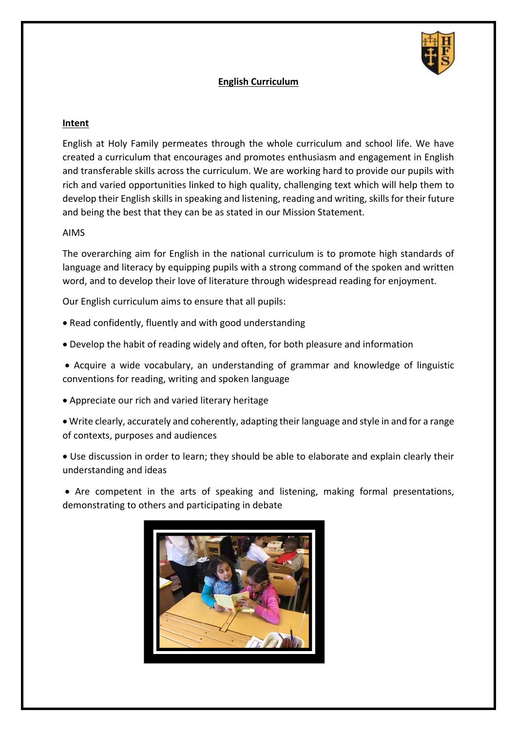# English Curriculum

## Intent

English at Holy Family permeates through the whole curriculum and school life. We have created a curriculum that encourages and promotes enthusiasm and engagement in English and transferable skills across the curriculum. We are working hard to provide our pupils with rich and varied opportunities linked to high quality, challenging text which will help them to develop their English skills in speaking and listening, reading and writing, skills for their future and being the best that they can be as stated in our Mission Statement.

AIMS

The overarching aim for English in the national curriculum is to promote high standards of language and literacy by equipping pupils with a strong command of the spoken and written word, and to develop their love of literature through widespread reading for enjoyment.

Our English curriculum aims to ensure that all pupils:

- Read confidently, fluently and with good understanding
- Develop the habit of reading widely and often, for both pleasure and information
- Acquire a wide vocabulary, an understanding of grammar and knowledge of linguistic conventions for reading, writing and spoken language
- Appreciate our rich and varied literary heritage
- Write clearly, accurately and coherently, adapting their language and style in and for a range of contexts, purposes and audiences
- Use discussion in order to learn; they should be able to elaborate and explain clearly their understanding and ideas
- Are competent in the arts of speaking and listening, making formal presentations, demonstrating to others and participating in debate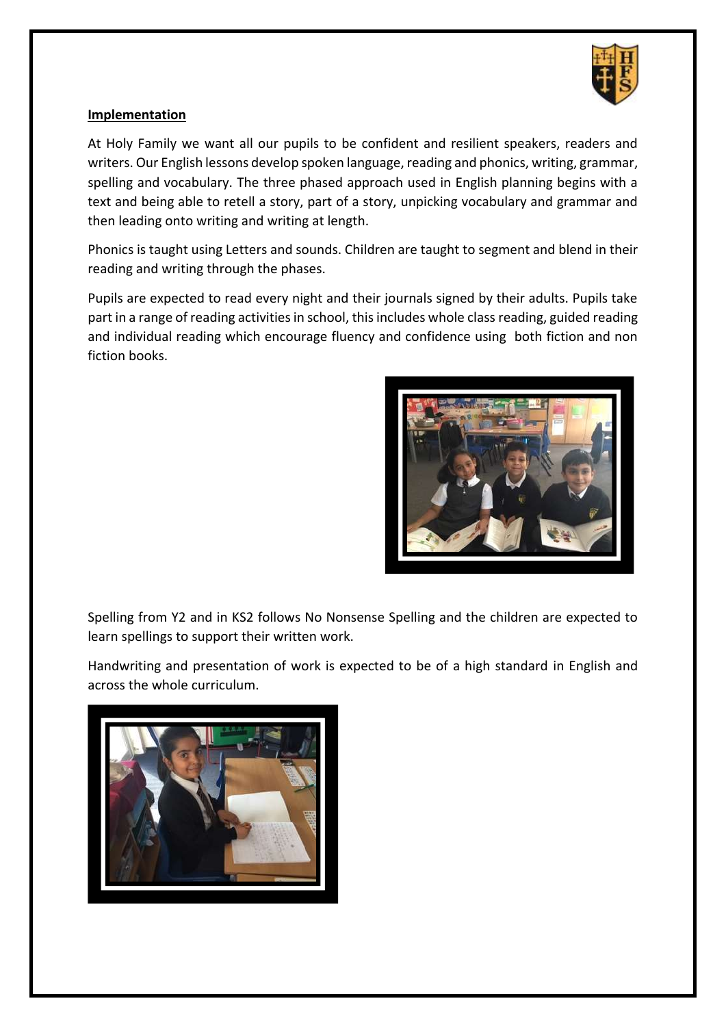**Implementation**

At Holy Family we want all our pupils to be confident and resilient speakers, readers and writers. Our English lessons develop spoken language, reading and phonics, writing, grammar, spelling and vocabulary. The three phased approach used in English planning begins with a text and being able to retell a story, part of a story, unpicking vocabulary and grammar and then leading onto writing and writing at length.

Phonics is taught using Letters and sounds. Children are taught to segment and blend in their reading and writing through the phases.

Pupils are expected to read every night and their journals signed by their adults. Pupils take part in a range of reading activities in school, this includes whole class reading, guided reading and individual reading which encourage fluency and confidence using both fiction and non fiction books.

Spelling from Y2 and in KS2 follows No Nonsense Spelling and the children are expected to learn spellings to support their written work.

Handwriting and presentation of work is expected to be of a high standard in English and across the whole curriculum.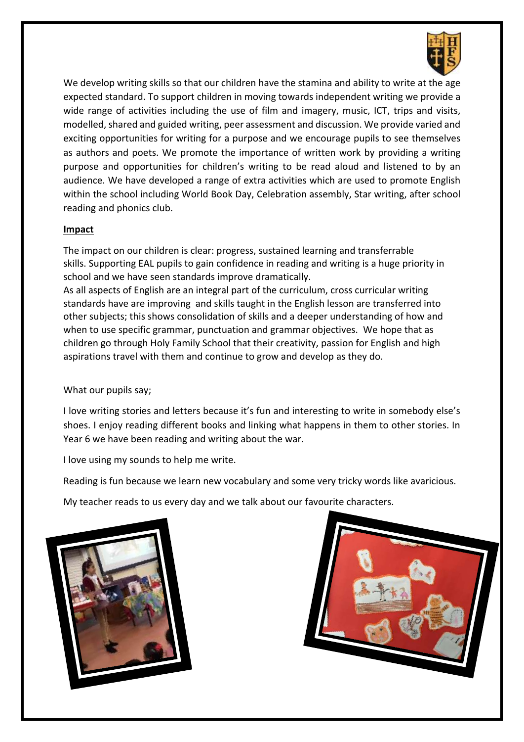We develop writing skills so that our children have the stamina and ability to write at the age expected standard. To support children in moving towards independent writing we provide a wide range of activities including the use of film and imagery, music, ICT, trips and visits, modelled, shared and guided writing, peer assessment and discussion. We provide varied and exciting opportunities for writing for a purpose and we encourage pupils to see themselves as authors and poets. We promote the importance of written work by providing a writing purpose and opportunities for children's writing to be read aloud and listened to by an audience. We have developed a range of extra activities which are used to promote English within the school including World Book Day, Celebration assembly, Star writing, after school reading and phonics club.

**Impact**

The impact on our children is clear: progress, sustained learning and transferrable skills. Supporting EAL pupils to gain confidence in reading and writing is a huge priority in school and we have seen standards improve dramatically.
As all aspects of English are an integral part of the curriculum, cross curricular writing standards have are improving and skills taught in the English lesson are transferred into other subjects; this shows consolidation of skills and a deeper understanding of how and when to use specific grammar, punctuation and grammar objectives. We hope that as children go through Holy Family School that their creativity, passion for English and high aspirations travel with them and continue to grow and develop as they do.

What our pupils say;

I love writing stories and letters because it's fun and interesting to write in somebody else's shoes. I enjoy reading different books and linking what happens in them to other stories. In Year 6 we have been reading and writing about the war.

I love using my sounds to help me write.

Reading is fun because we learn new vocabulary and some very tricky words like avaricious.

My teacher reads to us every day and we talk about our favourite characters.